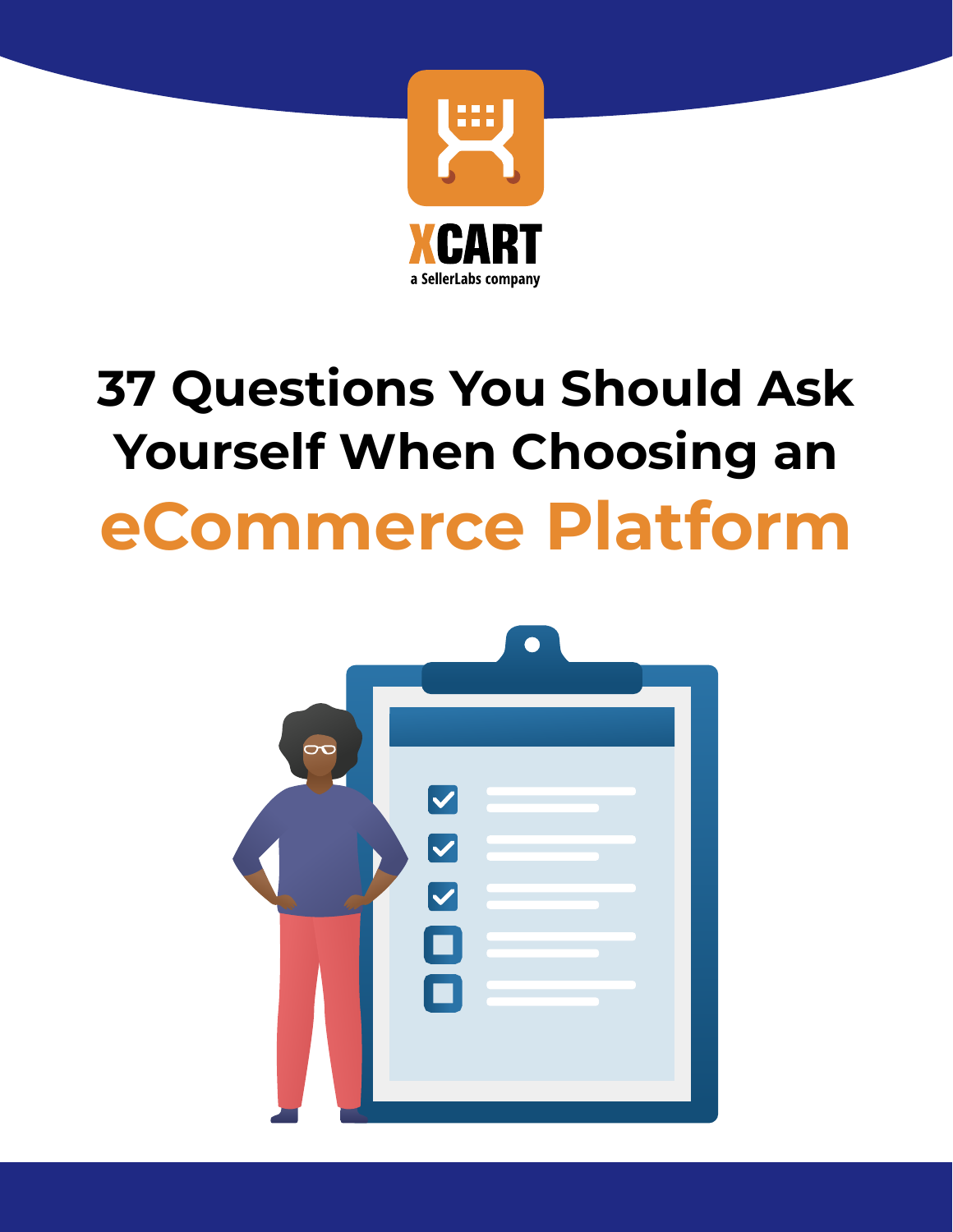XCART

a SellerLabs company

# 37 Questions You Should Ask Yourself When Choosing an eCommerce Platform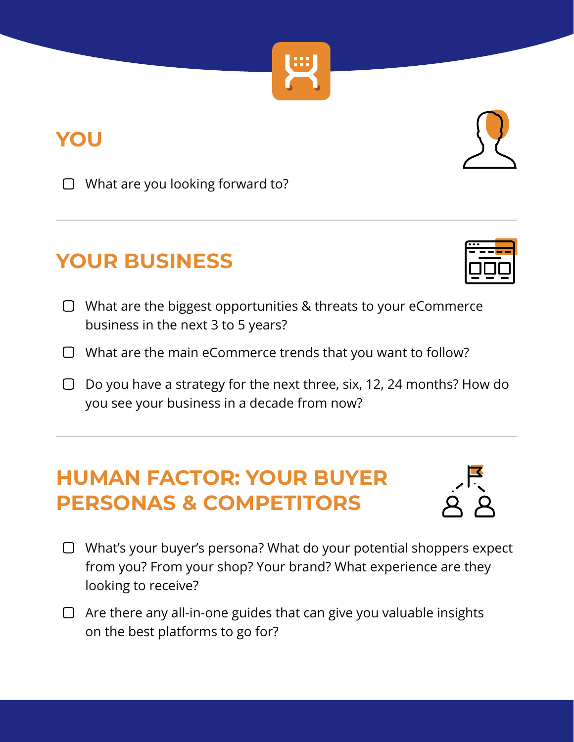## YOU

- [ ] What are you looking forward to?

---

## YOUR BUSINESS

- [ ] What are the biggest opportunities & threats to your eCommerce business in the next 3 to 5 years?
- [ ] What are the main eCommerce trends that you want to follow?
- [ ] Do you have a strategy for the next three, six, 12, 24 months? How do you see your business in a decade from now?

---

## HUMAN FACTOR: YOUR BUYER PERSONAS & COMPETITORS

- [ ] What's your buyer's persona? What do your potential shoppers expect from you? From your shop? Your brand? What experience are they looking to receive?
- [ ] Are there any all-in-one guides that can give you valuable insights on the best platforms to go for?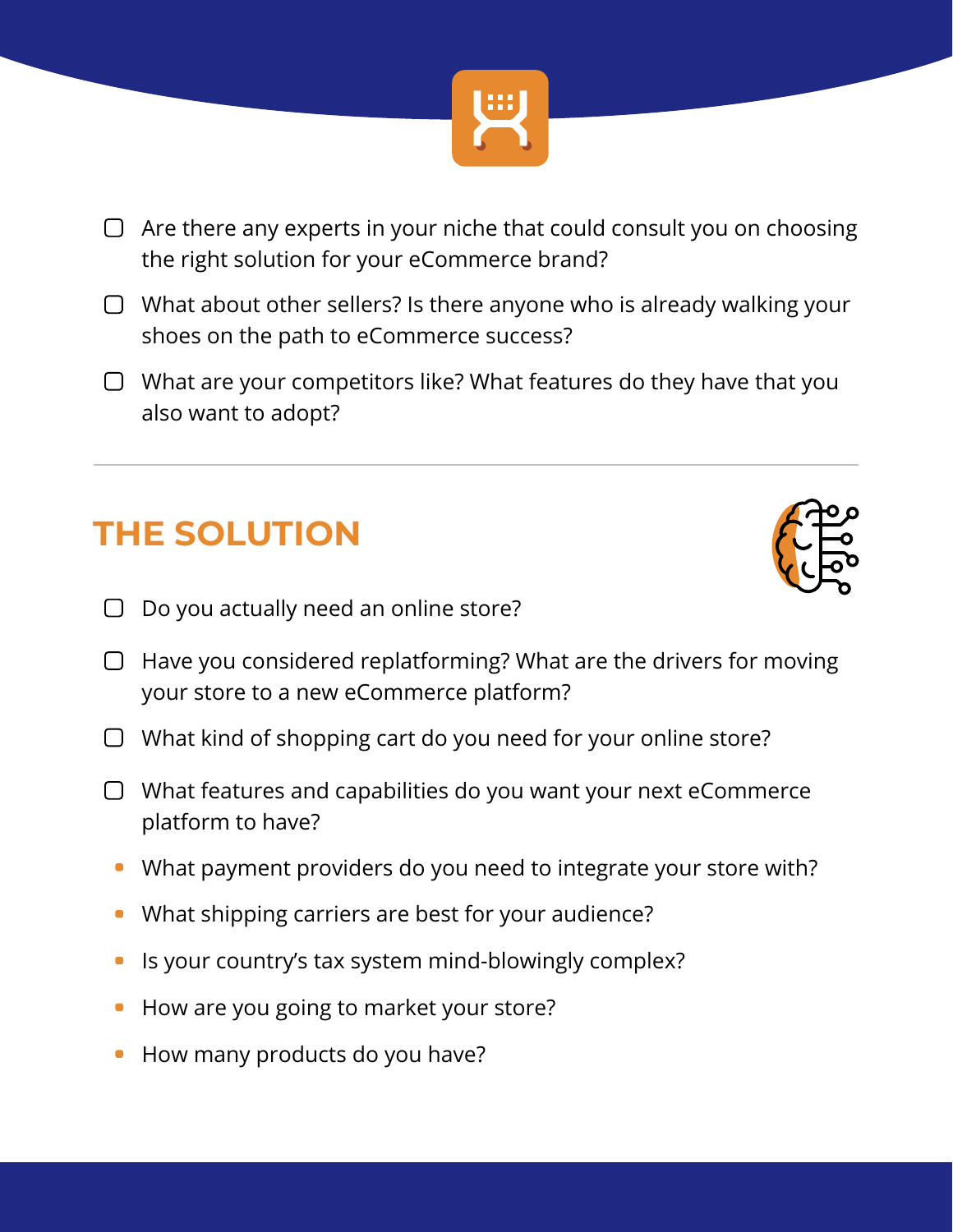- [ ] Are there any experts in your niche that could consult you on choosing the right solution for your eCommerce brand?
- [ ] What about other sellers? Is there anyone who is already walking your shoes on the path to eCommerce success?
- [ ] What are your competitors like? What features do they have that you also want to adopt?

---

## THE SOLUTION

- [ ] Do you actually need an online store?
- [ ] Have you considered replatforming? What are the drivers for moving your store to a new eCommerce platform?
- [ ] What kind of shopping cart do you need for your online store?
- [ ] What features and capabilities do you want your next eCommerce platform to have?

- What payment providers do you need to integrate your store with?
- What shipping carriers are best for your audience?
- Is your country's tax system mind-blowingly complex?
- How are you going to market your store?
- How many products do you have?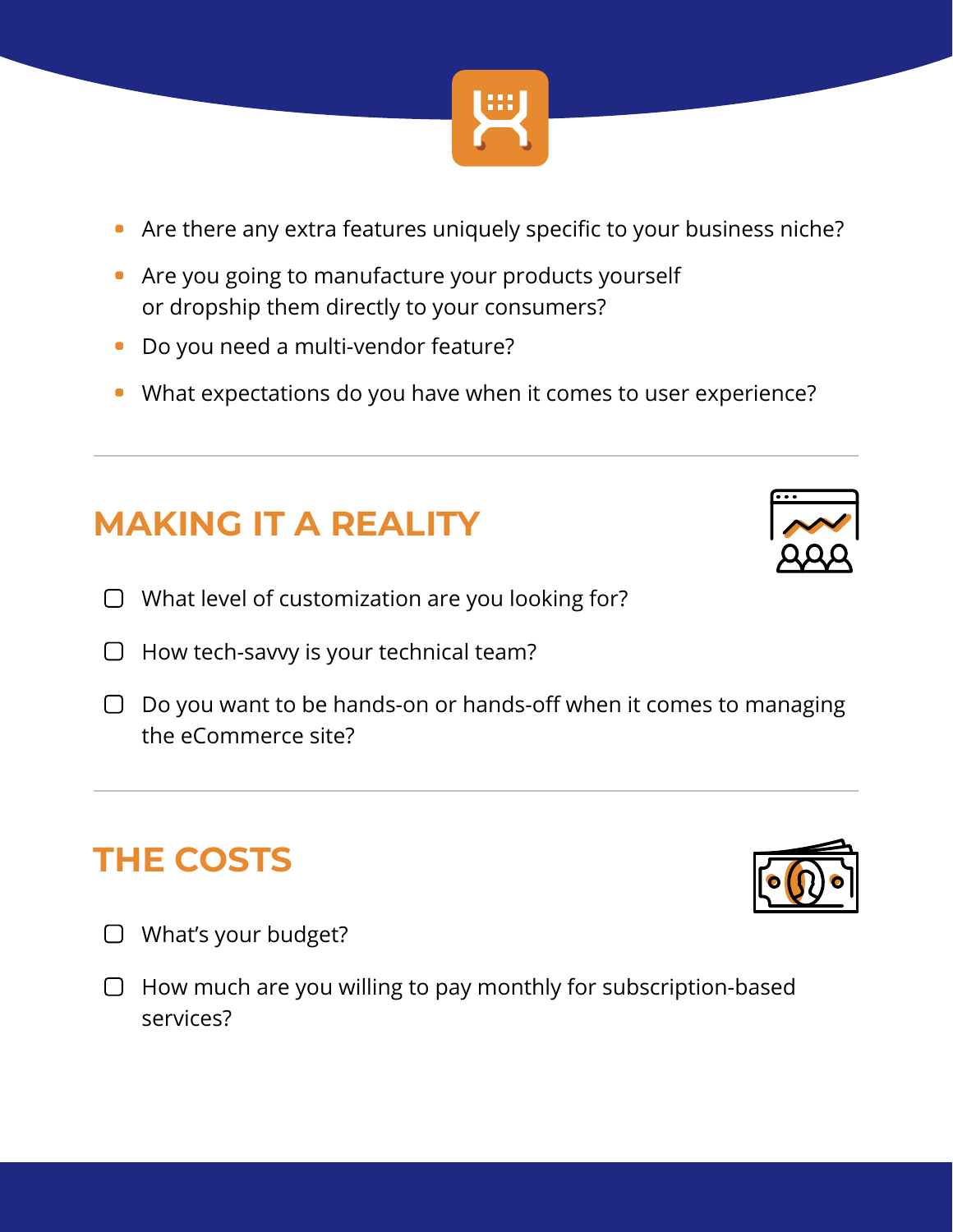- Are there any extra features uniquely specific to your business niche?
- Are you going to manufacture your products yourself or dropship them directly to your consumers?
- Do you need a multi-vendor feature?
- What expectations do you have when it comes to user experience?

## MAKING IT A REALITY

- [ ] What level of customization are you looking for?
- [ ] How tech-savvy is your technical team?
- [ ] Do you want to be hands-on or hands-off when it comes to managing the eCommerce site?

## THE COSTS

- [ ] What's your budget?
- [ ] How much are you willing to pay monthly for subscription-based services?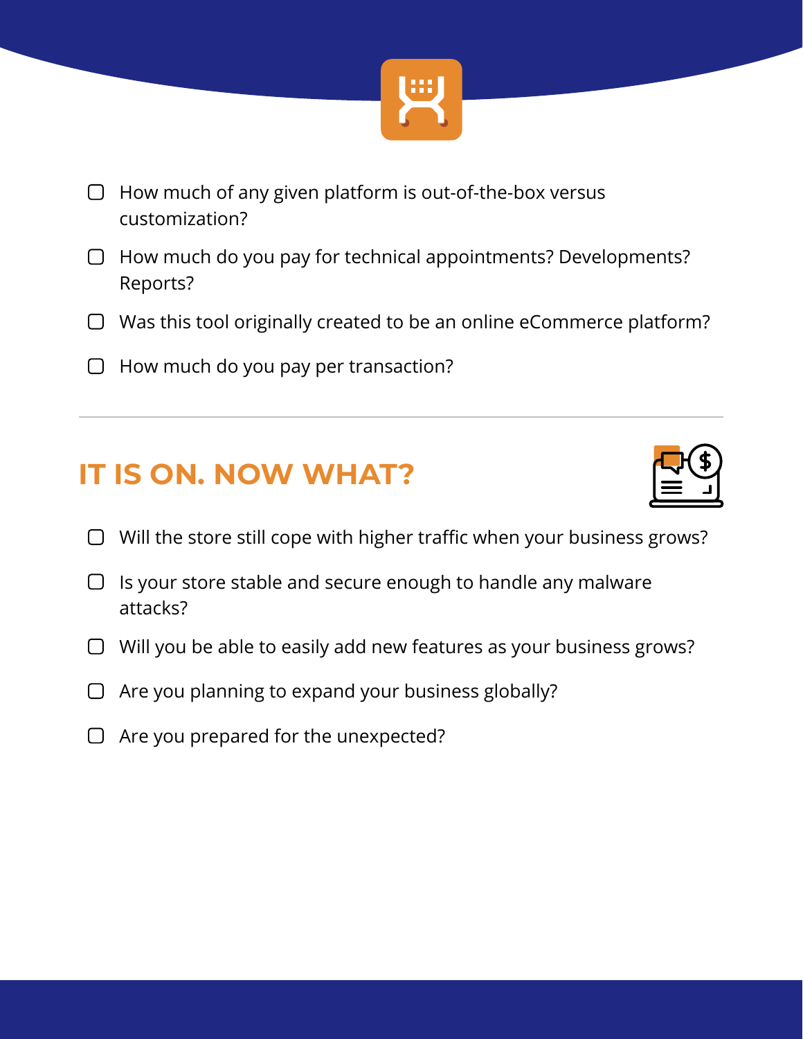- [ ] How much of any given platform is out-of-the-box versus customization?
- [ ] How much do you pay for technical appointments? Developments? Reports?
- [ ] Was this tool originally created to be an online eCommerce platform?
- [ ] How much do you pay per transaction?

---

## IT IS ON. NOW WHAT?

- [ ] Will the store still cope with higher traffic when your business grows?
- [ ] Is your store stable and secure enough to handle any malware attacks?
- [ ] Will you be able to easily add new features as your business grows?
- [ ] Are you planning to expand your business globally?
- [ ] Are you prepared for the unexpected?